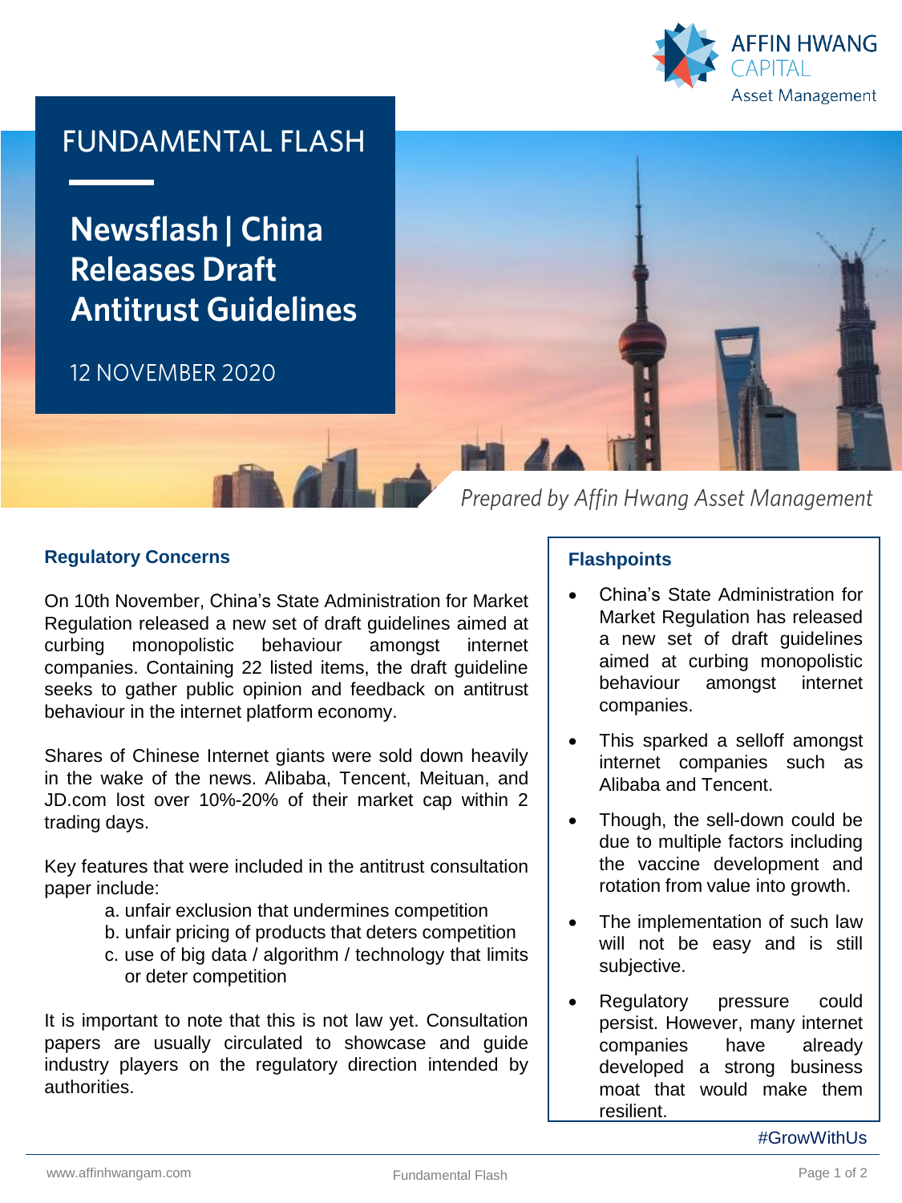FUNDAMENTAL FLASH

# Newsflash | China Releases Draft Antitrust Guidelines

12 NOVEMBER 2020

*Prepared by Affin Hwang Asset Management*

## Regulatory Concerns

On 10th November, China's State Administration for Market Regulation released a new set of draft guidelines aimed at curbing monopolistic behaviour amongst internet companies. Containing 22 listed items, the draft guideline seeks to gather public opinion and feedback on antitrust behaviour in the internet platform economy.

Shares of Chinese Internet giants were sold down heavily in the wake of the news. Alibaba, Tencent, Meituan, and JD.com lost over 10%-20% of their market cap within 2 trading days.

Key features that were included in the antitrust consultation paper include:

a. unfair exclusion that undermines competition
b. unfair pricing of products that deters competition
c. use of big data / algorithm / technology that limits or deter competition

It is important to note that this is not law yet. Consultation papers are usually circulated to showcase and guide industry players on the regulatory direction intended by authorities.

## Flashpoints

- China's State Administration for Market Regulation has released a new set of draft guidelines aimed at curbing monopolistic behaviour amongst internet companies.
- This sparked a selloff amongst internet companies such as Alibaba and Tencent.
- Though, the sell-down could be due to multiple factors including the vaccine development and rotation from value into growth.
- The implementation of such law will not be easy and is still subjective.
- Regulatory pressure could persist. However, many internet companies have already developed a strong business moat that would make them resilient.

#GrowWithUs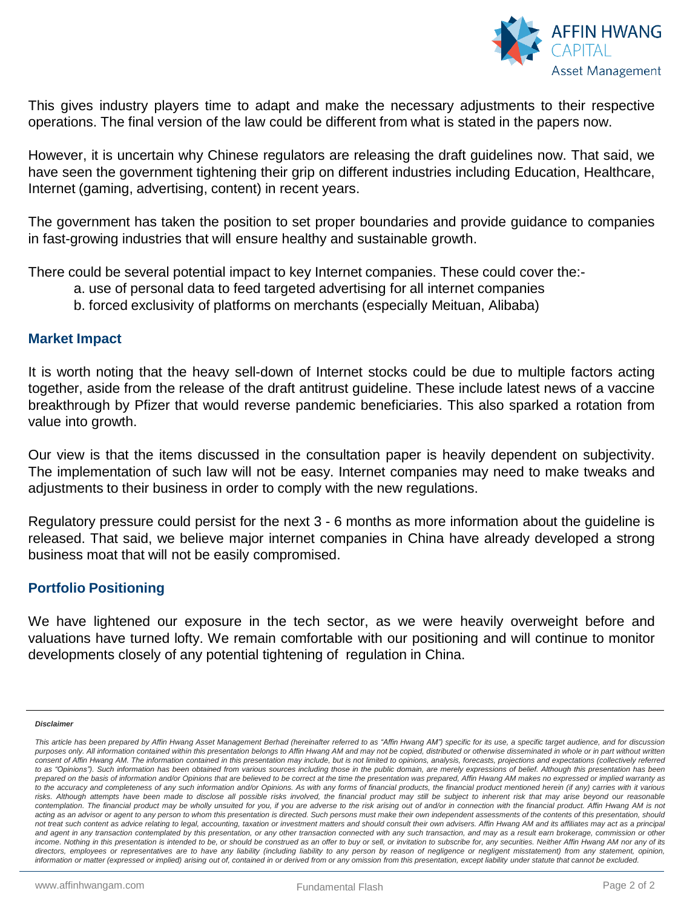This gives industry players time to adapt and make the necessary adjustments to their respective operations. The final version of the law could be different from what is stated in the papers now.

However, it is uncertain why Chinese regulators are releasing the draft guidelines now. That said, we have seen the government tightening their grip on different industries including Education, Healthcare, Internet (gaming, advertising, content) in recent years.

The government has taken the position to set proper boundaries and provide guidance to companies in fast-growing industries that will ensure healthy and sustainable growth.

There could be several potential impact to key Internet companies. These could cover the:-

a. use of personal data to feed targeted advertising for all internet companies
b. forced exclusivity of platforms on merchants (especially Meituan, Alibaba)

## Market Impact

It is worth noting that the heavy sell-down of Internet stocks could be due to multiple factors acting together, aside from the release of the draft antitrust guideline. These include latest news of a vaccine breakthrough by Pfizer that would reverse pandemic beneficiaries. This also sparked a rotation from value into growth.

Our view is that the items discussed in the consultation paper is heavily dependent on subjectivity. The implementation of such law will not be easy. Internet companies may need to make tweaks and adjustments to their business in order to comply with the new regulations.

Regulatory pressure could persist for the next 3 - 6 months as more information about the guideline is released. That said, we believe major internet companies in China have already developed a strong business moat that will not be easily compromised.

## Portfolio Positioning

We have lightened our exposure in the tech sector, as we were heavily overweight before and valuations have turned lofty. We remain comfortable with our positioning and will continue to monitor developments closely of any potential tightening of regulation in China.

---

***Disclaimer***

*This article has been prepared by Affin Hwang Asset Management Berhad (hereinafter referred to as "Affin Hwang AM") specific for its use, a specific target audience, and for discussion purposes only. All information contained within this presentation belongs to Affin Hwang AM and may not be copied, distributed or otherwise disseminated in whole or in part without written consent of Affin Hwang AM. The information contained in this presentation may include, but is not limited to opinions, analysis, forecasts, projections and expectations (collectively referred to as "Opinions"). Such information has been obtained from various sources including those in the public domain, are merely expressions of belief. Although this presentation has been prepared on the basis of information and/or Opinions that are believed to be correct at the time the presentation was prepared, Affin Hwang AM makes no expressed or implied warranty as to the accuracy and completeness of any such information and/or Opinions. As with any forms of financial products, the financial product mentioned herein (if any) carries with it various risks. Although attempts have been made to disclose all possible risks involved, the financial product may still be subject to inherent risk that may arise beyond our reasonable contemplation. The financial product may be wholly unsuited for you, if you are adverse to the risk arising out of and/or in connection with the financial product. Affin Hwang AM is not acting as an advisor or agent to any person to whom this presentation is directed. Such persons must make their own independent assessments of the contents of this presentation, should not treat such content as advice relating to legal, accounting, taxation or investment matters and should consult their own advisers. Affin Hwang AM and its affiliates may act as a principal and agent in any transaction contemplated by this presentation, or any other transaction connected with any such transaction, and may as a result earn brokerage, commission or other income. Nothing in this presentation is intended to be, or should be construed as an offer to buy or sell, or invitation to subscribe for, any securities. Neither Affin Hwang AM nor any of its directors, employees or representatives are to have any liability (including liability to any person by reason of negligence or negligent misstatement) from any statement, opinion, information or matter (expressed or implied) arising out of, contained in or derived from or any omission from this presentation, except liability under statute that cannot be excluded.*